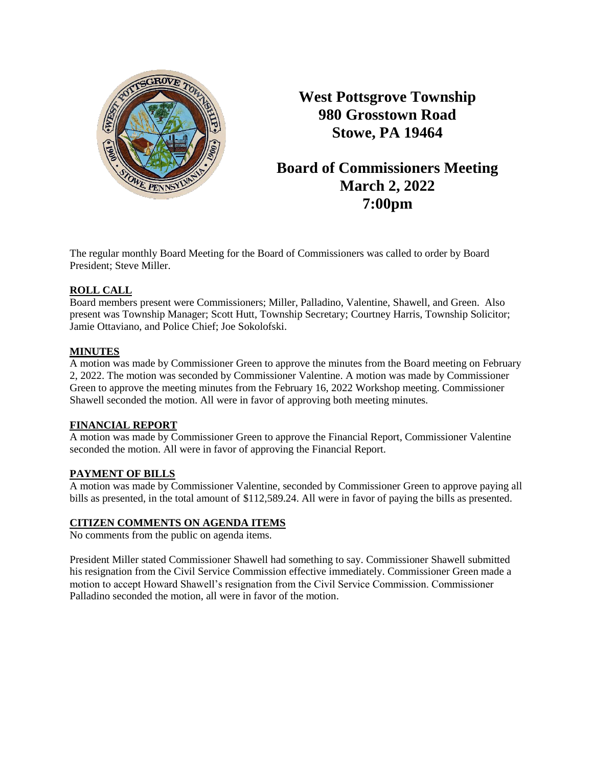# West Pottsgrove Township
# 980 Grosstown Road
# Stowe, PA 19464

## Board of Commissioners Meeting
## March 2, 2022
## 7:00pm

The regular monthly Board Meeting for the Board of Commissioners was called to order by Board President; Steve Miller.

**ROLL CALL**

Board members present were Commissioners; Miller, Palladino, Valentine, Shawell, and Green. Also present was Township Manager; Scott Hutt, Township Secretary; Courtney Harris, Township Solicitor; Jamie Ottaviano, and Police Chief; Joe Sokolofski.

**MINUTES**

A motion was made by Commissioner Green to approve the minutes from the Board meeting on February 2, 2022. The motion was seconded by Commissioner Valentine. A motion was made by Commissioner Green to approve the meeting minutes from the February 16, 2022 Workshop meeting. Commissioner Shawell seconded the motion. All were in favor of approving both meeting minutes.

**FINANCIAL REPORT**

A motion was made by Commissioner Green to approve the Financial Report, Commissioner Valentine seconded the motion. All were in favor of approving the Financial Report.

**PAYMENT OF BILLS**

A motion was made by Commissioner Valentine, seconded by Commissioner Green to approve paying all bills as presented, in the total amount of $112,589.24. All were in favor of paying the bills as presented.

**CITIZEN COMMENTS ON AGENDA ITEMS**

No comments from the public on agenda items.

President Miller stated Commissioner Shawell had something to say. Commissioner Shawell submitted his resignation from the Civil Service Commission effective immediately. Commissioner Green made a motion to accept Howard Shawell's resignation from the Civil Service Commission. Commissioner Palladino seconded the motion, all were in favor of the motion.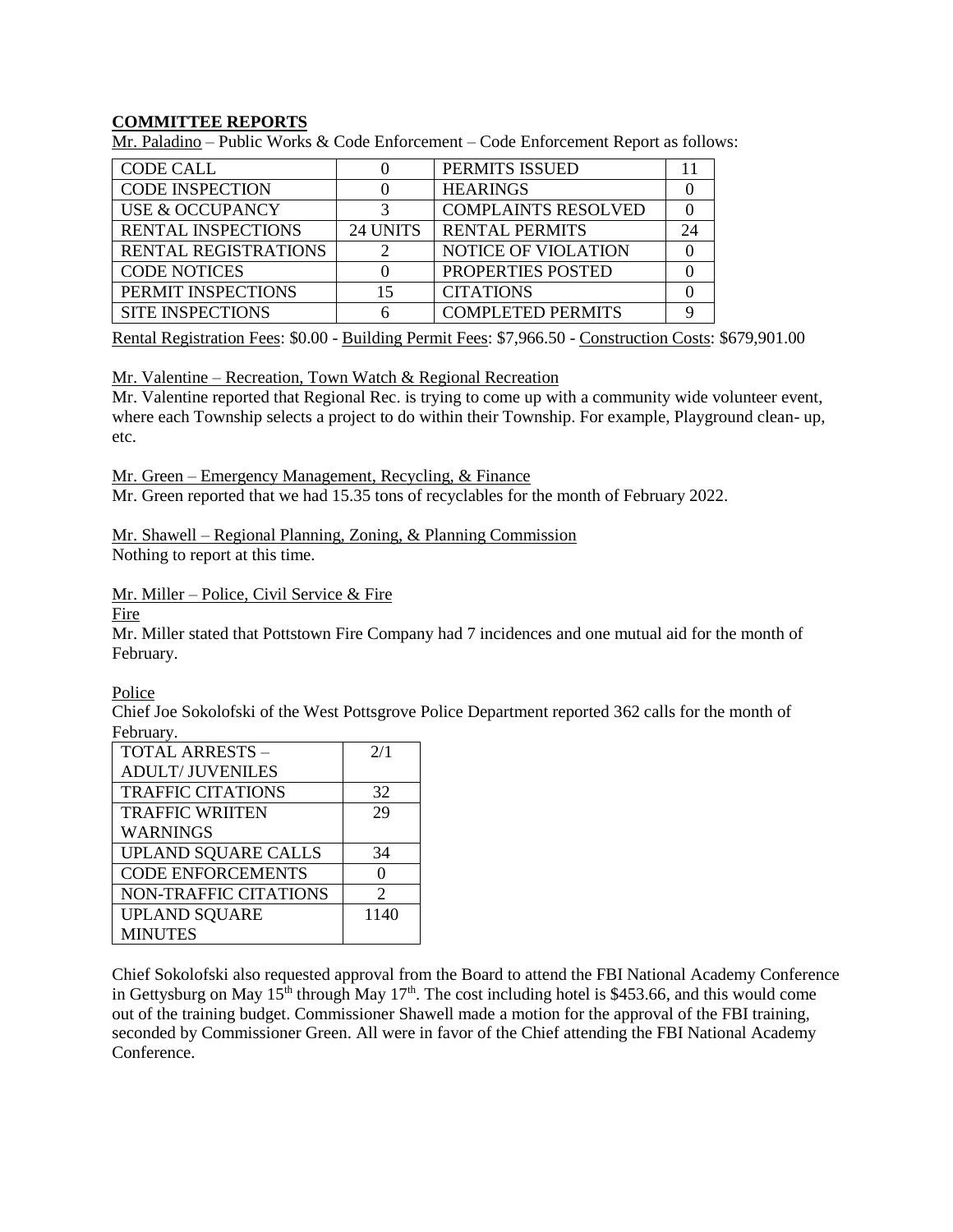## COMMITTEE REPORTS

Mr. Paladino – Public Works & Code Enforcement – Code Enforcement Report as follows:

| CODE CALL | 0 | PERMITS ISSUED | 11 |
|---|---|---|---|
| CODE INSPECTION | 0 | HEARINGS | 0 |
| USE & OCCUPANCY | 3 | COMPLAINTS RESOLVED | 0 |
| RENTAL INSPECTIONS | 24 UNITS | RENTAL PERMITS | 24 |
| RENTAL REGISTRATIONS | 2 | NOTICE OF VIOLATION | 0 |
| CODE NOTICES | 0 | PROPERTIES POSTED | 0 |
| PERMIT INSPECTIONS | 15 | CITATIONS | 0 |
| SITE INSPECTIONS | 6 | COMPLETED PERMITS | 9 |

Rental Registration Fees: $0.00 - Building Permit Fees: $7,966.50 - Construction Costs: $679,901.00

Mr. Valentine – Recreation, Town Watch & Regional Recreation

Mr. Valentine reported that Regional Rec. is trying to come up with a community wide volunteer event, where each Township selects a project to do within their Township. For example, Playground clean- up, etc.

Mr. Green – Emergency Management, Recycling, & Finance

Mr. Green reported that we had 15.35 tons of recyclables for the month of February 2022.

Mr. Shawell – Regional Planning, Zoning, & Planning Commission

Nothing to report at this time.

Mr. Miller – Police, Civil Service & Fire

Fire

Mr. Miller stated that Pottstown Fire Company had 7 incidences and one mutual aid for the month of February.

Police

Chief Joe Sokolofski of the West Pottsgrove Police Department reported 362 calls for the month of February.

| TOTAL ARRESTS – ADULT/ JUVENILES | 2/1 |
|---|---|
| TRAFFIC CITATIONS | 32 |
| TRAFFIC WRIITEN WARNINGS | 29 |
| UPLAND SQUARE CALLS | 34 |
| CODE ENFORCEMENTS | 0 |
| NON-TRAFFIC CITATIONS | 2 |
| UPLAND SQUARE MINUTES | 1140 |

Chief Sokolofski also requested approval from the Board to attend the FBI National Academy Conference in Gettysburg on May 15th through May 17th. The cost including hotel is $453.66, and this would come out of the training budget. Commissioner Shawell made a motion for the approval of the FBI training, seconded by Commissioner Green. All were in favor of the Chief attending the FBI National Academy Conference.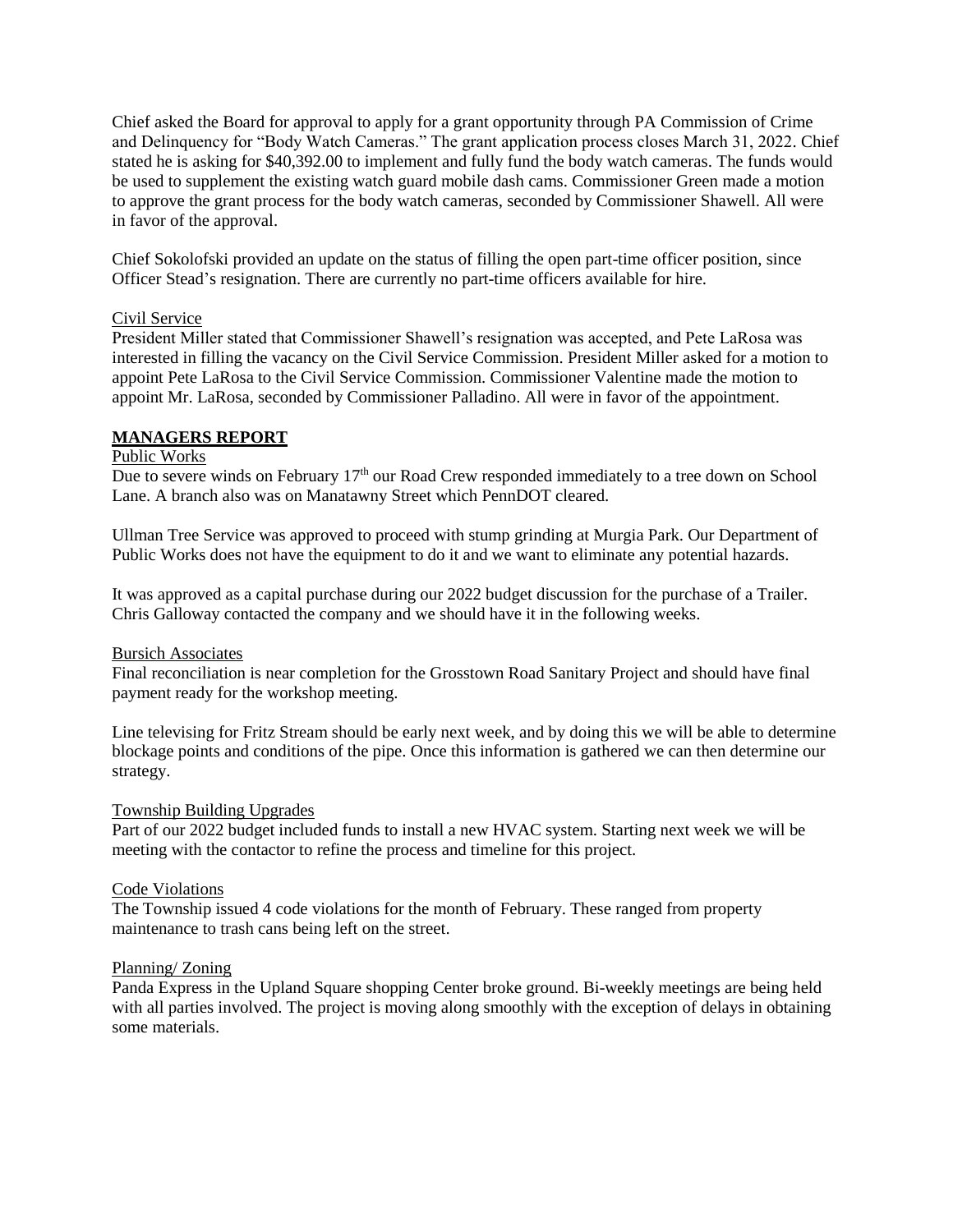Chief asked the Board for approval to apply for a grant opportunity through PA Commission of Crime and Delinquency for "Body Watch Cameras." The grant application process closes March 31, 2022. Chief stated he is asking for $40,392.00 to implement and fully fund the body watch cameras. The funds would be used to supplement the existing watch guard mobile dash cams. Commissioner Green made a motion to approve the grant process for the body watch cameras, seconded by Commissioner Shawell. All were in favor of the approval.

Chief Sokolofski provided an update on the status of filling the open part-time officer position, since Officer Stead's resignation. There are currently no part-time officers available for hire.

Civil Service

President Miller stated that Commissioner Shawell's resignation was accepted, and Pete LaRosa was interested in filling the vacancy on the Civil Service Commission. President Miller asked for a motion to appoint Pete LaRosa to the Civil Service Commission. Commissioner Valentine made the motion to appoint Mr. LaRosa, seconded by Commissioner Palladino. All were in favor of the appointment.

**MANAGERS REPORT**

Public Works

Due to severe winds on February 17th our Road Crew responded immediately to a tree down on School Lane. A branch also was on Manatawny Street which PennDOT cleared.

Ullman Tree Service was approved to proceed with stump grinding at Murgia Park. Our Department of Public Works does not have the equipment to do it and we want to eliminate any potential hazards.

It was approved as a capital purchase during our 2022 budget discussion for the purchase of a Trailer. Chris Galloway contacted the company and we should have it in the following weeks.

Bursich Associates

Final reconciliation is near completion for the Grosstown Road Sanitary Project and should have final payment ready for the workshop meeting.

Line televising for Fritz Stream should be early next week, and by doing this we will be able to determine blockage points and conditions of the pipe. Once this information is gathered we can then determine our strategy.

Township Building Upgrades

Part of our 2022 budget included funds to install a new HVAC system. Starting next week we will be meeting with the contactor to refine the process and timeline for this project.

Code Violations

The Township issued 4 code violations for the month of February. These ranged from property maintenance to trash cans being left on the street.

Planning/ Zoning

Panda Express in the Upland Square shopping Center broke ground. Bi-weekly meetings are being held with all parties involved. The project is moving along smoothly with the exception of delays in obtaining some materials.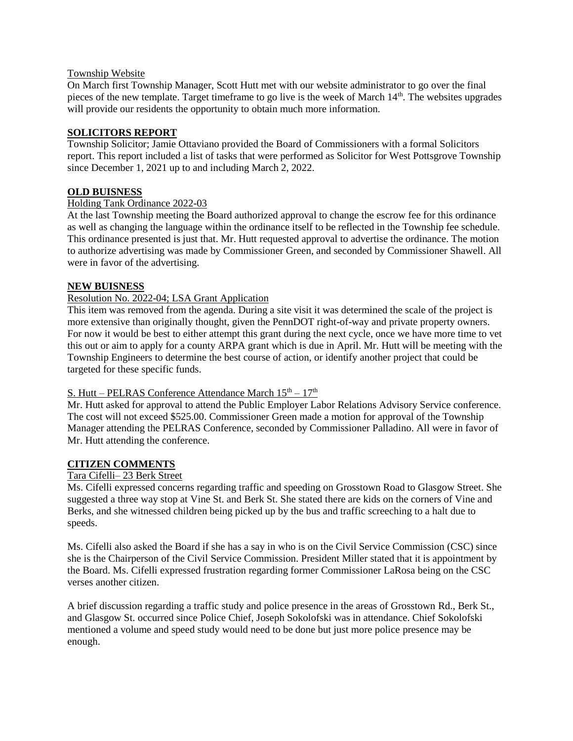Township Website

On March first Township Manager, Scott Hutt met with our website administrator to go over the final pieces of the new template. Target timeframe to go live is the week of March 14th. The websites upgrades will provide our residents the opportunity to obtain much more information.

## SOLICITORS REPORT

Township Solicitor; Jamie Ottaviano provided the Board of Commissioners with a formal Solicitors report. This report included a list of tasks that were performed as Solicitor for West Pottsgrove Township since December 1, 2021 up to and including March 2, 2022.

## OLD BUISNESS

Holding Tank Ordinance 2022-03

At the last Township meeting the Board authorized approval to change the escrow fee for this ordinance as well as changing the language within the ordinance itself to be reflected in the Township fee schedule. This ordinance presented is just that. Mr. Hutt requested approval to advertise the ordinance. The motion to authorize advertising was made by Commissioner Green, and seconded by Commissioner Shawell. All were in favor of the advertising.

## NEW BUISNESS

Resolution No. 2022-04; LSA Grant Application

This item was removed from the agenda. During a site visit it was determined the scale of the project is more extensive than originally thought, given the PennDOT right-of-way and private property owners. For now it would be best to either attempt this grant during the next cycle, once we have more time to vet this out or aim to apply for a county ARPA grant which is due in April. Mr. Hutt will be meeting with the Township Engineers to determine the best course of action, or identify another project that could be targeted for these specific funds.

S. Hutt – PELRAS Conference Attendance March 15th – 17th

Mr. Hutt asked for approval to attend the Public Employer Labor Relations Advisory Service conference. The cost will not exceed $525.00. Commissioner Green made a motion for approval of the Township Manager attending the PELRAS Conference, seconded by Commissioner Palladino. All were in favor of Mr. Hutt attending the conference.

## CITIZEN COMMENTS

Tara Cifelli– 23 Berk Street

Ms. Cifelli expressed concerns regarding traffic and speeding on Grosstown Road to Glasgow Street. She suggested a three way stop at Vine St. and Berk St. She stated there are kids on the corners of Vine and Berks, and she witnessed children being picked up by the bus and traffic screeching to a halt due to speeds.

Ms. Cifelli also asked the Board if she has a say in who is on the Civil Service Commission (CSC) since she is the Chairperson of the Civil Service Commission. President Miller stated that it is appointment by the Board. Ms. Cifelli expressed frustration regarding former Commissioner LaRosa being on the CSC verses another citizen.

A brief discussion regarding a traffic study and police presence in the areas of Grosstown Rd., Berk St., and Glasgow St. occurred since Police Chief, Joseph Sokolofski was in attendance. Chief Sokolofski mentioned a volume and speed study would need to be done but just more police presence may be enough.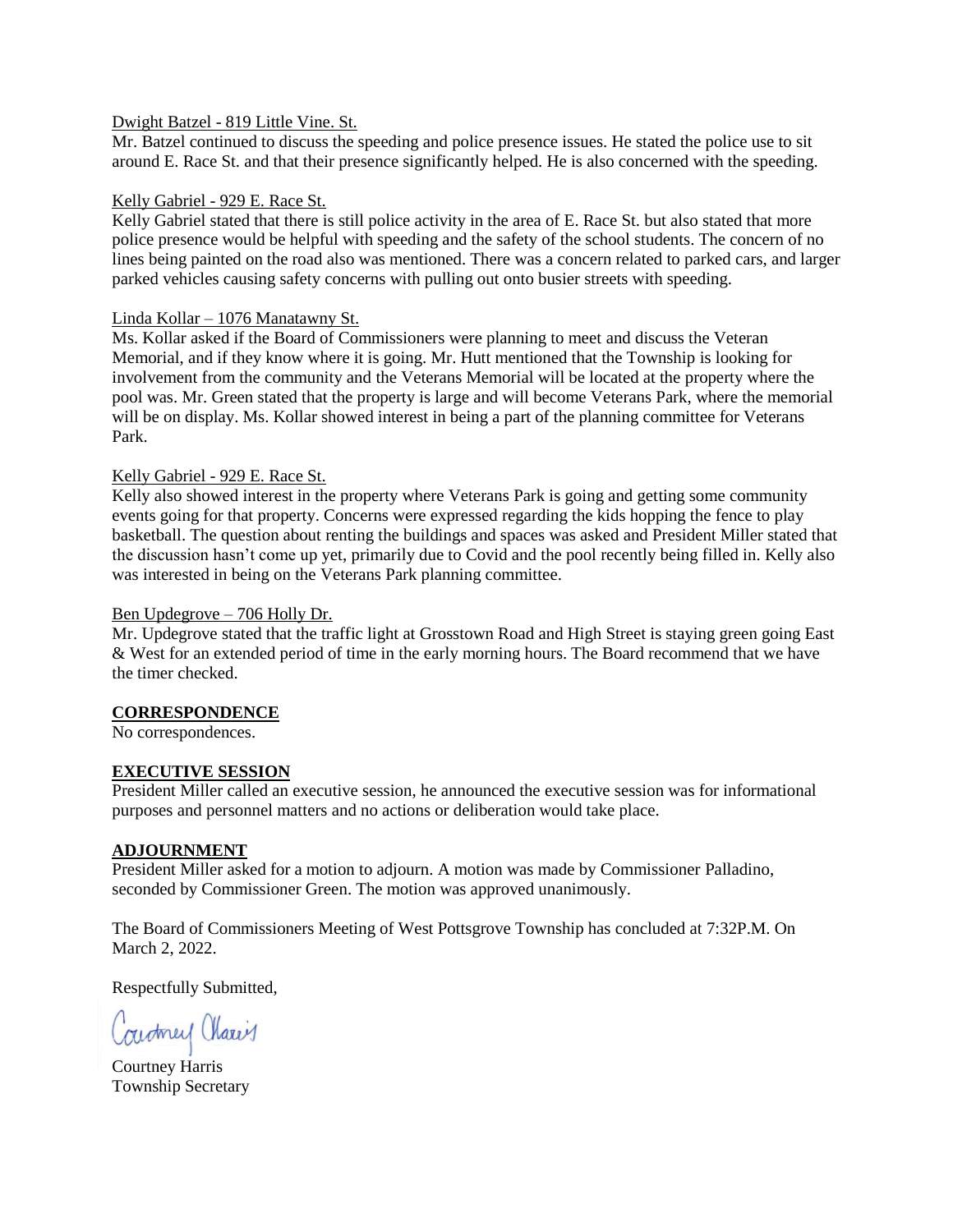Dwight Batzel - 819 Little Vine. St.
Mr. Batzel continued to discuss the speeding and police presence issues. He stated the police use to sit around E. Race St. and that their presence significantly helped. He is also concerned with the speeding.

Kelly Gabriel - 929 E. Race St.
Kelly Gabriel stated that there is still police activity in the area of E. Race St. but also stated that more police presence would be helpful with speeding and the safety of the school students. The concern of no lines being painted on the road also was mentioned. There was a concern related to parked cars, and larger parked vehicles causing safety concerns with pulling out onto busier streets with speeding.

Linda Kollar – 1076 Manatawny St.
Ms. Kollar asked if the Board of Commissioners were planning to meet and discuss the Veteran Memorial, and if they know where it is going. Mr. Hutt mentioned that the Township is looking for involvement from the community and the Veterans Memorial will be located at the property where the pool was. Mr. Green stated that the property is large and will become Veterans Park, where the memorial will be on display. Ms. Kollar showed interest in being a part of the planning committee for Veterans Park.

Kelly Gabriel - 929 E. Race St.
Kelly also showed interest in the property where Veterans Park is going and getting some community events going for that property. Concerns were expressed regarding the kids hopping the fence to play basketball. The question about renting the buildings and spaces was asked and President Miller stated that the discussion hasn't come up yet, primarily due to Covid and the pool recently being filled in. Kelly also was interested in being on the Veterans Park planning committee.

Ben Updegrove – 706 Holly Dr.
Mr. Updegrove stated that the traffic light at Grosstown Road and High Street is staying green going East & West for an extended period of time in the early morning hours. The Board recommend that we have the timer checked.

**CORRESPONDENCE**
No correspondences.

**EXECUTIVE SESSION**
President Miller called an executive session, he announced the executive session was for informational purposes and personnel matters and no actions or deliberation would take place.

**ADJOURNMENT**
President Miller asked for a motion to adjourn. A motion was made by Commissioner Palladino, seconded by Commissioner Green. The motion was approved unanimously.

The Board of Commissioners Meeting of West Pottsgrove Township has concluded at 7:32P.M. On March 2, 2022.

Respectfully Submitted,

Courtney Harris

Courtney Harris
Township Secretary